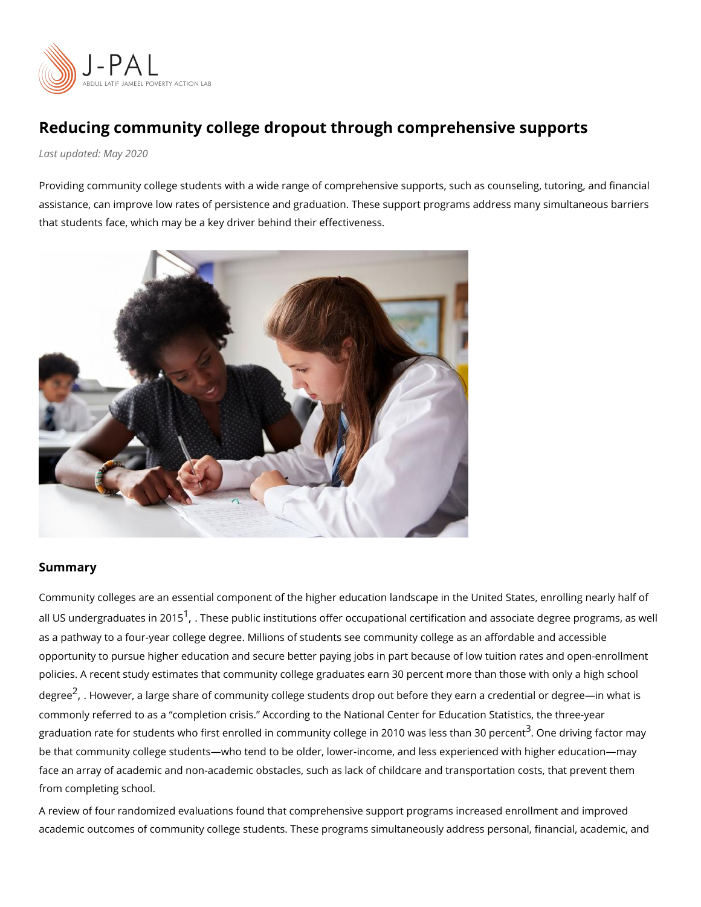# Reducing community college dropout through comprehensive supports

*Last updated: May 2020*

Providing community college students with a wide range of comprehensive supports, such as counseling, tutoring, and financial assistance, can improve low rates of persistence and graduation. These support programs address many simultaneous barriers that students face, which may be a key driver behind their effectiveness.

## Summary

Community colleges are an essential component of the higher education landscape in the United States, enrolling nearly half of all US undergraduates in 2015[1], . These public institutions offer occupational certification and associate degree programs, as well as a pathway to a four-year college degree. Millions of students see community college as an affordable and accessible opportunity to pursue higher education and secure better paying jobs in part because of low tuition rates and open-enrollment policies. A recent study estimates that community college graduates earn 30 percent more than those with only a high school degree[2], . However, a large share of community college students drop out before they earn a credential or degree—in what is commonly referred to as a "completion crisis." According to the National Center for Education Statistics, the three-year graduation rate for students who first enrolled in community college in 2010 was less than 30 percent[3]. One driving factor may be that community college students—who tend to be older, lower-income, and less experienced with higher education—may face an array of academic and non-academic obstacles, such as lack of childcare and transportation costs, that prevent them from completing school.

A review of four randomized evaluations found that comprehensive support programs increased enrollment and improved academic outcomes of community college students. These programs simultaneously address personal, financial, academic, and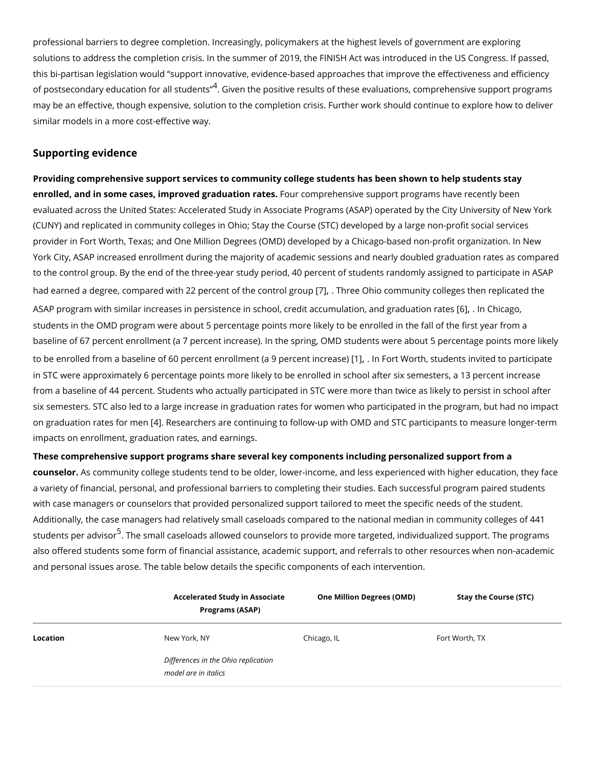professional barriers to degree completion. Increasingly, policymakers at the highest levels of government are exploring solutions to address the completion crisis. In the summer of 2019, the FINISH Act was introduced in the US Congress. If passed, this bi-partisan legislation would "support innovative, evidence-based approaches that improve the effectiveness and efficiency of postsecondary education for all students"[4]. Given the positive results of these evaluations, comprehensive support programs may be an effective, though expensive, solution to the completion crisis. Further work should continue to explore how to deliver similar models in a more cost-effective way.

## Supporting evidence

**Providing comprehensive support services to community college students has been shown to help students stay enrolled, and in some cases, improved graduation rates.** Four comprehensive support programs have recently been evaluated across the United States: Accelerated Study in Associate Programs (ASAP) operated by the City University of New York (CUNY) and replicated in community colleges in Ohio; Stay the Course (STC) developed by a large non-profit social services provider in Fort Worth, Texas; and One Million Degrees (OMD) developed by a Chicago-based non-profit organization. In New York City, ASAP increased enrollment during the majority of academic sessions and nearly doubled graduation rates as compared to the control group. By the end of the three-year study period, 40 percent of students randomly assigned to participate in ASAP had earned a degree, compared with 22 percent of the control group [7], . Three Ohio community colleges then replicated the ASAP program with similar increases in persistence in school, credit accumulation, and graduation rates [6], . In Chicago, students in the OMD program were about 5 percentage points more likely to be enrolled in the fall of the first year from a baseline of 67 percent enrollment (a 7 percent increase). In the spring, OMD students were about 5 percentage points more likely to be enrolled from a baseline of 60 percent enrollment (a 9 percent increase) [1], . In Fort Worth, students invited to participate in STC were approximately 6 percentage points more likely to be enrolled in school after six semesters, a 13 percent increase from a baseline of 44 percent. Students who actually participated in STC were more than twice as likely to persist in school after six semesters. STC also led to a large increase in graduation rates for women who participated in the program, but had no impact on graduation rates for men [4]. Researchers are continuing to follow-up with OMD and STC participants to measure longer-term impacts on enrollment, graduation rates, and earnings.

**These comprehensive support programs share several key components including personalized support from a counselor.** As community college students tend to be older, lower-income, and less experienced with higher education, they face a variety of financial, personal, and professional barriers to completing their studies. Each successful program paired students with case managers or counselors that provided personalized support tailored to meet the specific needs of the student. Additionally, the case managers had relatively small caseloads compared to the national median in community colleges of 441 students per advisor[5]. The small caseloads allowed counselors to provide more targeted, individualized support. The programs also offered students some form of financial assistance, academic support, and referrals to other resources when non-academic and personal issues arose. The table below details the specific components of each intervention.

| | Accelerated Study in Associate Programs (ASAP) | One Million Degrees (OMD) | Stay the Course (STC) |
|---|---|---|---|
| **Location** | New York, NY<br><br>*Differences in the Ohio replication model are in italics* | Chicago, IL | Fort Worth, TX |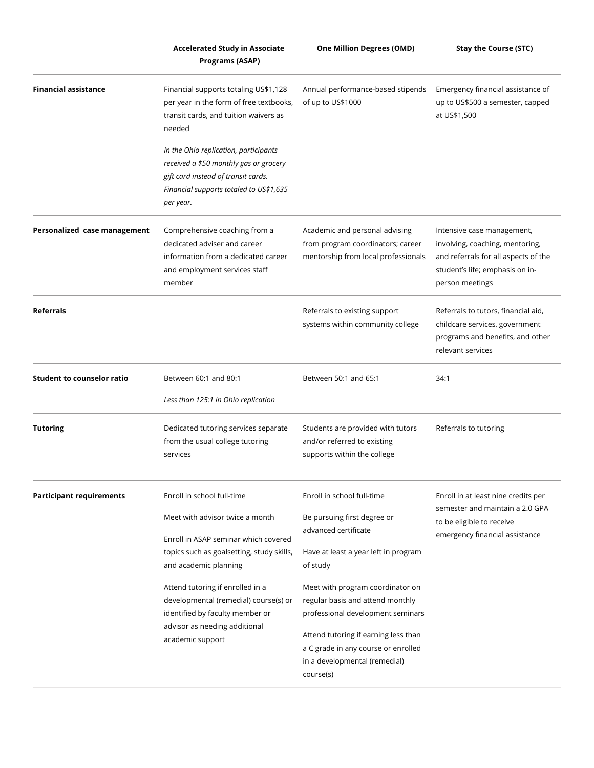| | Accelerated Study in Associate Programs (ASAP) | One Million Degrees (OMD) | Stay the Course (STC) |
|---|---|---|---|
| **Financial assistance** | Financial supports totaling US$1,128 per year in the form of free textbooks, transit cards, and tuition waivers as needed<br><br>*In the Ohio replication, participants received a $50 monthly gas or grocery gift card instead of transit cards. Financial supports totaled to US$1,635 per year.* | Annual performance-based stipends of up to US$1000 | Emergency financial assistance of up to US$500 a semester, capped at US$1,500 |
| **Personalized case management** | Comprehensive coaching from a dedicated adviser and career information from a dedicated career and employment services staff member | Academic and personal advising from program coordinators; career mentorship from local professionals | Intensive case management, involving, coaching, mentoring, and referrals for all aspects of the student's life; emphasis on in-person meetings |
| **Referrals** | | Referrals to existing support systems within community college | Referrals to tutors, financial aid, childcare services, government programs and benefits, and other relevant services |
| **Student to counselor ratio** | Between 60:1 and 80:1<br><br>*Less than 125:1 in Ohio replication* | Between 50:1 and 65:1 | 34:1 |
| **Tutoring** | Dedicated tutoring services separate from the usual college tutoring services | Students are provided with tutors and/or referred to existing supports within the college | Referrals to tutoring |
| **Participant requirements** | Enroll in school full-time<br><br>Meet with advisor twice a month<br><br>Enroll in ASAP seminar which covered topics such as goalsetting, study skills, and academic planning<br><br>Attend tutoring if enrolled in a developmental (remedial) course(s) or identified by faculty member or advisor as needing additional academic support | Enroll in school full-time<br><br>Be pursuing first degree or advanced certificate<br><br>Have at least a year left in program of study<br><br>Meet with program coordinator on regular basis and attend monthly professional development seminars<br><br>Attend tutoring if earning less than a C grade in any course or enrolled in a developmental (remedial) course(s) | Enroll in at least nine credits per semester and maintain a 2.0 GPA to be eligible to receive emergency financial assistance |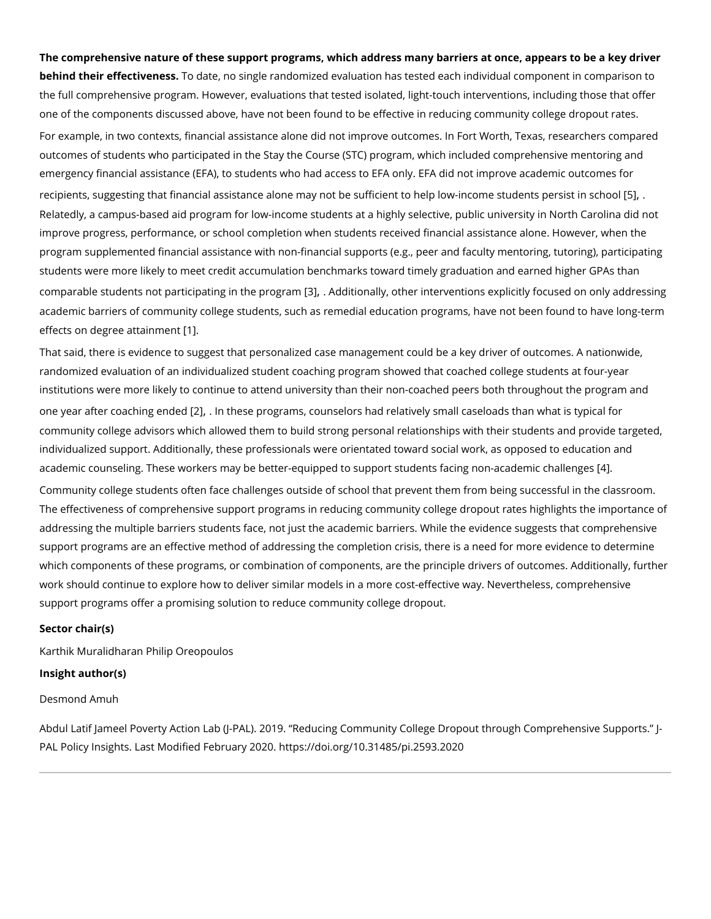**The comprehensive nature of these support programs, which address many barriers at once, appears to be a key driver behind their effectiveness.** To date, no single randomized evaluation has tested each individual component in comparison to the full comprehensive program. However, evaluations that tested isolated, light-touch interventions, including those that offer one of the components discussed above, have not been found to be effective in reducing community college dropout rates.

For example, in two contexts, financial assistance alone did not improve outcomes. In Fort Worth, Texas, researchers compared outcomes of students who participated in the Stay the Course (STC) program, which included comprehensive mentoring and emergency financial assistance (EFA), to students who had access to EFA only. EFA did not improve academic outcomes for recipients, suggesting that financial assistance alone may not be sufficient to help low-income students persist in school [5], . Relatedly, a campus-based aid program for low-income students at a highly selective, public university in North Carolina did not improve progress, performance, or school completion when students received financial assistance alone. However, when the program supplemented financial assistance with non-financial supports (e.g., peer and faculty mentoring, tutoring), participating students were more likely to meet credit accumulation benchmarks toward timely graduation and earned higher GPAs than comparable students not participating in the program [3], . Additionally, other interventions explicitly focused on only addressing academic barriers of community college students, such as remedial education programs, have not been found to have long-term effects on degree attainment [1].

That said, there is evidence to suggest that personalized case management could be a key driver of outcomes. A nationwide, randomized evaluation of an individualized student coaching program showed that coached college students at four-year institutions were more likely to continue to attend university than their non-coached peers both throughout the program and one year after coaching ended [2], . In these programs, counselors had relatively small caseloads than what is typical for community college advisors which allowed them to build strong personal relationships with their students and provide targeted, individualized support. Additionally, these professionals were orientated toward social work, as opposed to education and academic counseling. These workers may be better-equipped to support students facing non-academic challenges [4].

Community college students often face challenges outside of school that prevent them from being successful in the classroom. The effectiveness of comprehensive support programs in reducing community college dropout rates highlights the importance of addressing the multiple barriers students face, not just the academic barriers. While the evidence suggests that comprehensive support programs are an effective method of addressing the completion crisis, there is a need for more evidence to determine which components of these programs, or combination of components, are the principle drivers of outcomes. Additionally, further work should continue to explore how to deliver similar models in a more cost-effective way. Nevertheless, comprehensive support programs offer a promising solution to reduce community college dropout.

**Sector chair(s)**

Karthik Muralidharan Philip Oreopoulos

**Insight author(s)**

Desmond Amuh

Abdul Latif Jameel Poverty Action Lab (J-PAL). 2019. "Reducing Community College Dropout through Comprehensive Supports." J-PAL Policy Insights. Last Modified February 2020. https://doi.org/10.31485/pi.2593.2020

---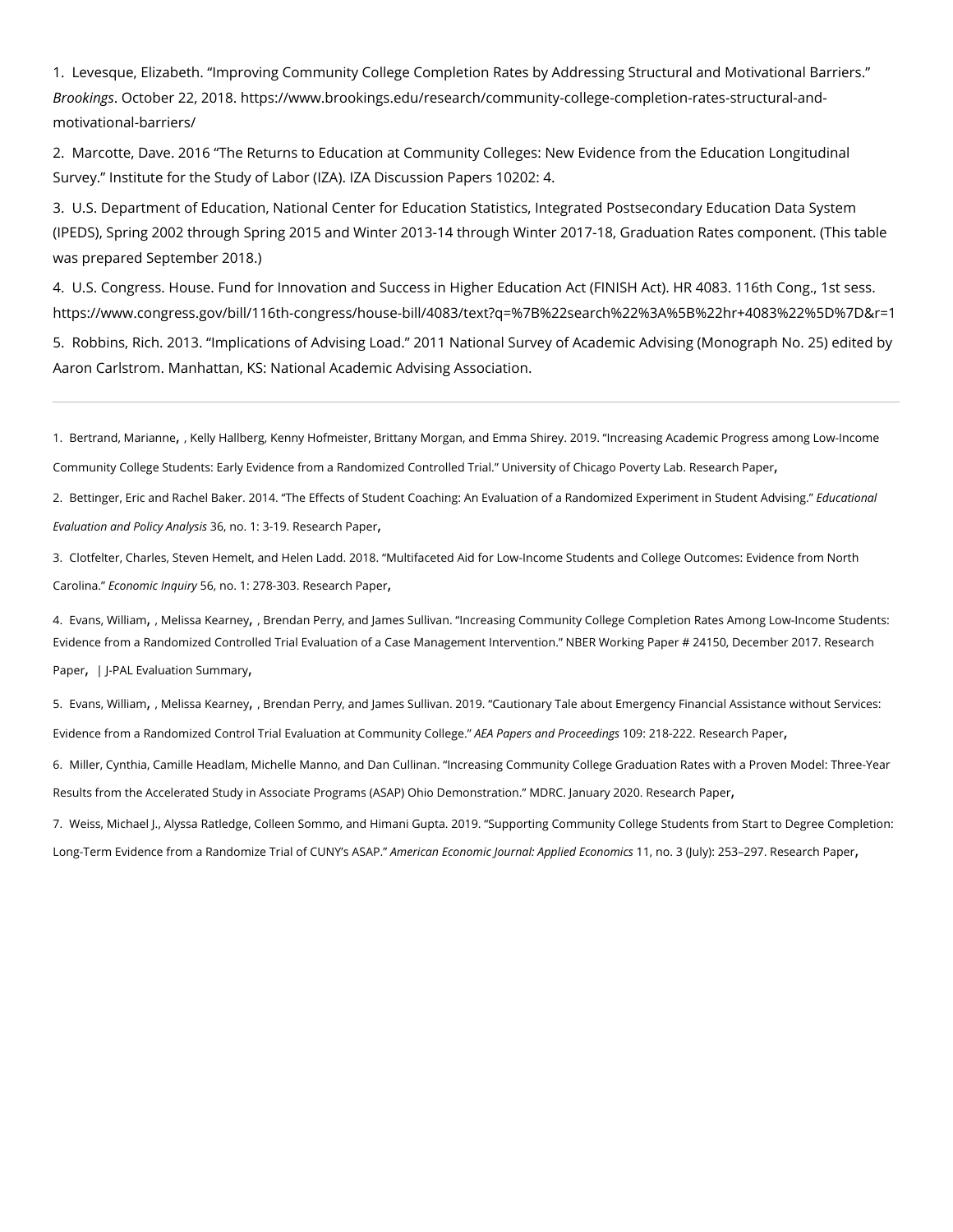1. Levesque, Elizabeth. "Improving Community College Completion Rates by Addressing Structural and Motivational Barriers." *Brookings*. October 22, 2018. https://www.brookings.edu/research/community-college-completion-rates-structural-and-motivational-barriers/

2. Marcotte, Dave. 2016 "The Returns to Education at Community Colleges: New Evidence from the Education Longitudinal Survey." Institute for the Study of Labor (IZA). IZA Discussion Papers 10202: 4.

3. U.S. Department of Education, National Center for Education Statistics, Integrated Postsecondary Education Data System (IPEDS), Spring 2002 through Spring 2015 and Winter 2013-14 through Winter 2017-18, Graduation Rates component. (This table was prepared September 2018.)

4. U.S. Congress. House. Fund for Innovation and Success in Higher Education Act (FINISH Act). HR 4083. 116th Cong., 1st sess. https://www.congress.gov/bill/116th-congress/house-bill/4083/text?q=%7B%22search%22%3A%5B%22hr+4083%22%5D%7D&r=1

5. Robbins, Rich. 2013. "Implications of Advising Load." 2011 National Survey of Academic Advising (Monograph No. 25) edited by Aaron Carlstrom. Manhattan, KS: National Academic Advising Association.

---

1. Bertrand, Marianne, , Kelly Hallberg, Kenny Hofmeister, Brittany Morgan, and Emma Shirey. 2019. "Increasing Academic Progress among Low-Income Community College Students: Early Evidence from a Randomized Controlled Trial." University of Chicago Poverty Lab. Research Paper,

2. Bettinger, Eric and Rachel Baker. 2014. "The Effects of Student Coaching: An Evaluation of a Randomized Experiment in Student Advising." *Educational Evaluation and Policy Analysis* 36, no. 1: 3-19. Research Paper,

3. Clotfelter, Charles, Steven Hemelt, and Helen Ladd. 2018. "Multifaceted Aid for Low-Income Students and College Outcomes: Evidence from North Carolina." *Economic Inquiry* 56, no. 1: 278-303. Research Paper,

4. Evans, William, , Melissa Kearney, , Brendan Perry, and James Sullivan. "Increasing Community College Completion Rates Among Low-Income Students: Evidence from a Randomized Controlled Trial Evaluation of a Case Management Intervention." NBER Working Paper # 24150, December 2017. Research Paper, | J-PAL Evaluation Summary,

5. Evans, William, , Melissa Kearney, , Brendan Perry, and James Sullivan. 2019. "Cautionary Tale about Emergency Financial Assistance without Services: Evidence from a Randomized Control Trial Evaluation at Community College." *AEA Papers and Proceedings* 109: 218-222. Research Paper,

6. Miller, Cynthia, Camille Headlam, Michelle Manno, and Dan Cullinan. "Increasing Community College Graduation Rates with a Proven Model: Three-Year Results from the Accelerated Study in Associate Programs (ASAP) Ohio Demonstration." MDRC. January 2020. Research Paper,

7. Weiss, Michael J., Alyssa Ratledge, Colleen Sommo, and Himani Gupta. 2019. "Supporting Community College Students from Start to Degree Completion: Long-Term Evidence from a Randomize Trial of CUNY's ASAP." *American Economic Journal: Applied Economics* 11, no. 3 (July): 253–297. Research Paper,